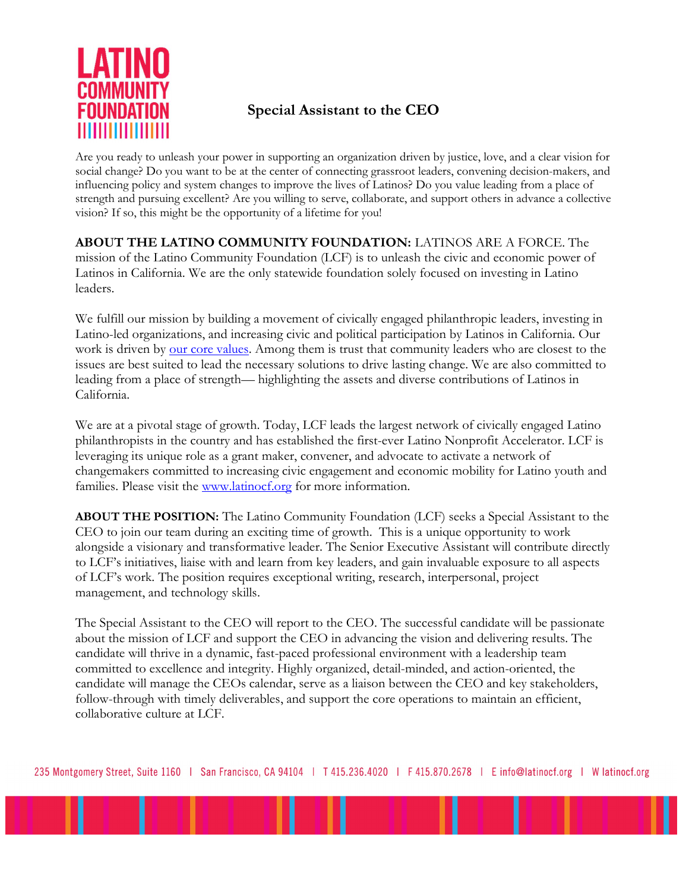LATINO COMMUNITY FOUNDATION

# Special Assistant to the CEO

Are you ready to unleash your power in supporting an organization driven by justice, love, and a clear vision for social change? Do you want to be at the center of connecting grassroot leaders, convening decision-makers, and influencing policy and system changes to improve the lives of Latinos? Do you value leading from a place of strength and pursuing excellent? Are you willing to serve, collaborate, and support others in advance a collective vision? If so, this might be the opportunity of a lifetime for you!

**ABOUT THE LATINO COMMUNITY FOUNDATION:** LATINOS ARE A FORCE. The mission of the Latino Community Foundation (LCF) is to unleash the civic and economic power of Latinos in California. We are the only statewide foundation solely focused on investing in Latino leaders.

We fulfill our mission by building a movement of civically engaged philanthropic leaders, investing in Latino-led organizations, and increasing civic and political participation by Latinos in California. Our work is driven by our core values. Among them is trust that community leaders who are closest to the issues are best suited to lead the necessary solutions to drive lasting change. We are also committed to leading from a place of strength— highlighting the assets and diverse contributions of Latinos in California.

We are at a pivotal stage of growth. Today, LCF leads the largest network of civically engaged Latino philanthropists in the country and has established the first-ever Latino Nonprofit Accelerator. LCF is leveraging its unique role as a grant maker, convener, and advocate to activate a network of changemakers committed to increasing civic engagement and economic mobility for Latino youth and families. Please visit the www.latinocf.org for more information.

**ABOUT THE POSITION:** The Latino Community Foundation (LCF) seeks a Special Assistant to the CEO to join our team during an exciting time of growth. This is a unique opportunity to work alongside a visionary and transformative leader. The Senior Executive Assistant will contribute directly to LCF's initiatives, liaise with and learn from key leaders, and gain invaluable exposure to all aspects of LCF's work. The position requires exceptional writing, research, interpersonal, project management, and technology skills.

The Special Assistant to the CEO will report to the CEO. The successful candidate will be passionate about the mission of LCF and support the CEO in advancing the vision and delivering results. The candidate will thrive in a dynamic, fast-paced professional environment with a leadership team committed to excellence and integrity. Highly organized, detail-minded, and action-oriented, the candidate will manage the CEOs calendar, serve as a liaison between the CEO and key stakeholders, follow-through with timely deliverables, and support the core operations to maintain an efficient, collaborative culture at LCF.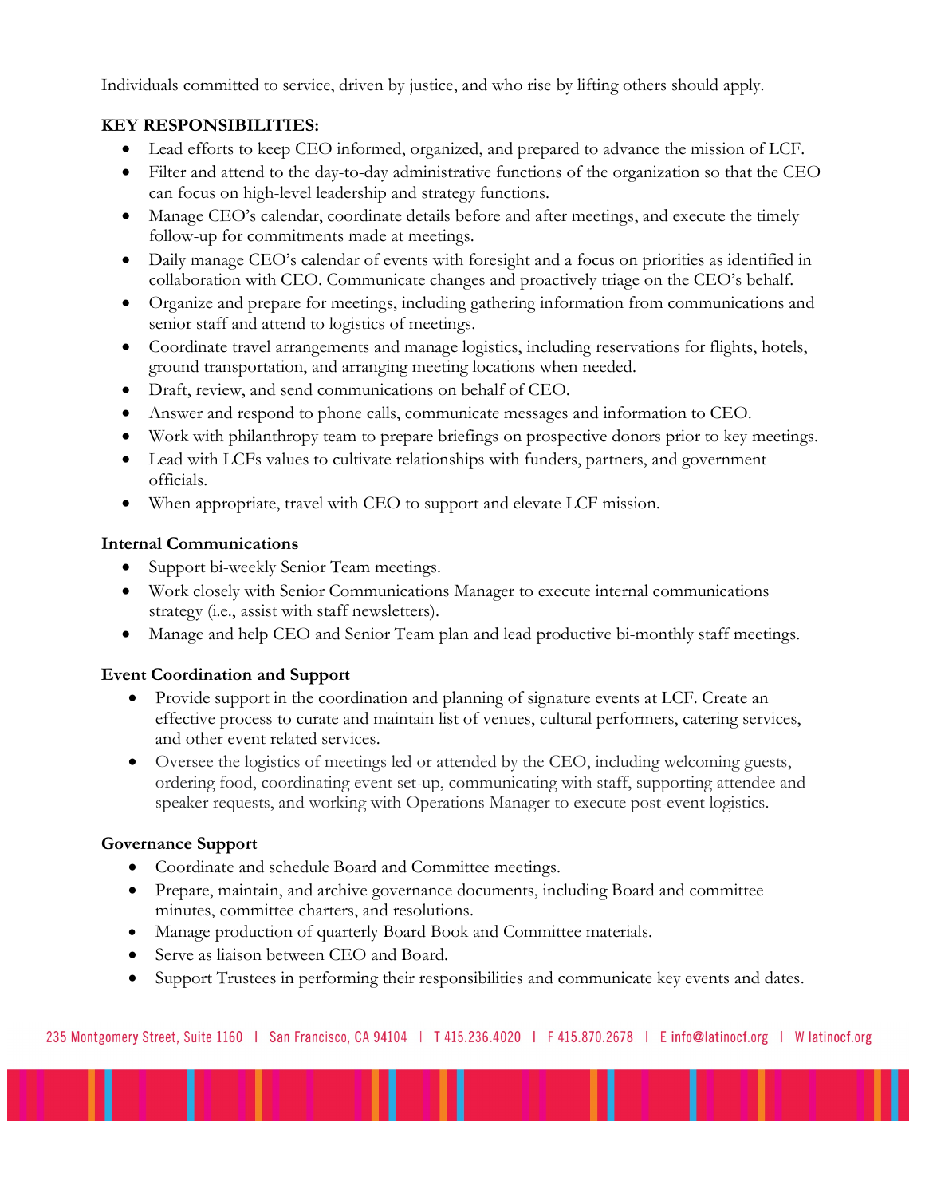Individuals committed to service, driven by justice, and who rise by lifting others should apply.

**KEY RESPONSIBILITIES:**

- Lead efforts to keep CEO informed, organized, and prepared to advance the mission of LCF.
- Filter and attend to the day-to-day administrative functions of the organization so that the CEO can focus on high-level leadership and strategy functions.
- Manage CEO's calendar, coordinate details before and after meetings, and execute the timely follow-up for commitments made at meetings.
- Daily manage CEO's calendar of events with foresight and a focus on priorities as identified in collaboration with CEO. Communicate changes and proactively triage on the CEO's behalf.
- Organize and prepare for meetings, including gathering information from communications and senior staff and attend to logistics of meetings.
- Coordinate travel arrangements and manage logistics, including reservations for flights, hotels, ground transportation, and arranging meeting locations when needed.
- Draft, review, and send communications on behalf of CEO.
- Answer and respond to phone calls, communicate messages and information to CEO.
- Work with philanthropy team to prepare briefings on prospective donors prior to key meetings.
- Lead with LCFs values to cultivate relationships with funders, partners, and government officials.
- When appropriate, travel with CEO to support and elevate LCF mission.

**Internal Communications**

- Support bi-weekly Senior Team meetings.
- Work closely with Senior Communications Manager to execute internal communications strategy (i.e., assist with staff newsletters).
- Manage and help CEO and Senior Team plan and lead productive bi-monthly staff meetings.

**Event Coordination and Support**

- Provide support in the coordination and planning of signature events at LCF. Create an effective process to curate and maintain list of venues, cultural performers, catering services, and other event related services.
- Oversee the logistics of meetings led or attended by the CEO, including welcoming guests, ordering food, coordinating event set-up, communicating with staff, supporting attendee and speaker requests, and working with Operations Manager to execute post-event logistics.

**Governance Support**

- Coordinate and schedule Board and Committee meetings.
- Prepare, maintain, and archive governance documents, including Board and committee minutes, committee charters, and resolutions.
- Manage production of quarterly Board Book and Committee materials.
- Serve as liaison between CEO and Board.
- Support Trustees in performing their responsibilities and communicate key events and dates.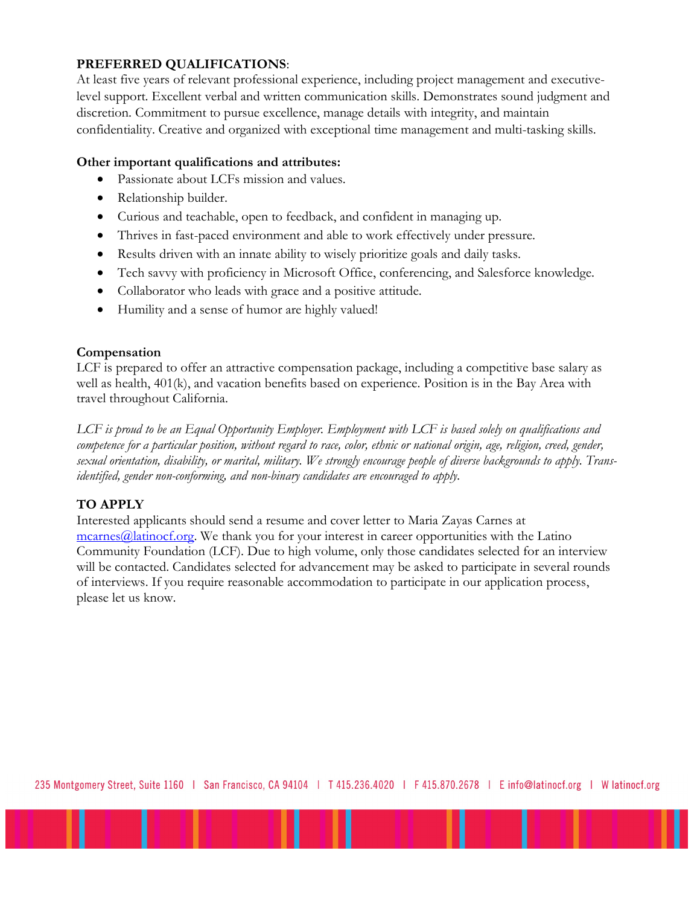**PREFERRED QUALIFICATIONS**:
At least five years of relevant professional experience, including project management and executive-level support. Excellent verbal and written communication skills. Demonstrates sound judgment and discretion. Commitment to pursue excellence, manage details with integrity, and maintain confidentiality. Creative and organized with exceptional time management and multi-tasking skills.

**Other important qualifications and attributes:**

- Passionate about LCFs mission and values.
- Relationship builder.
- Curious and teachable, open to feedback, and confident in managing up.
- Thrives in fast-paced environment and able to work effectively under pressure.
- Results driven with an innate ability to wisely prioritize goals and daily tasks.
- Tech savvy with proficiency in Microsoft Office, conferencing, and Salesforce knowledge.
- Collaborator who leads with grace and a positive attitude.
- Humility and a sense of humor are highly valued!

**Compensation**
LCF is prepared to offer an attractive compensation package, including a competitive base salary as well as health, 401(k), and vacation benefits based on experience. Position is in the Bay Area with travel throughout California.

*LCF is proud to be an Equal Opportunity Employer. Employment with LCF is based solely on qualifications and competence for a particular position, without regard to race, color, ethnic or national origin, age, religion, creed, gender, sexual orientation, disability, or marital, military. We strongly encourage people of diverse backgrounds to apply. Trans-identified, gender non-conforming, and non-binary candidates are encouraged to apply.*

**TO APPLY**
Interested applicants should send a resume and cover letter to Maria Zayas Carnes at mcarnes@latinocf.org. We thank you for your interest in career opportunities with the Latino Community Foundation (LCF). Due to high volume, only those candidates selected for an interview will be contacted. Candidates selected for advancement may be asked to participate in several rounds of interviews. If you require reasonable accommodation to participate in our application process, please let us know.

235 Montgomery Street, Suite 1160 | San Francisco, CA 94104 | T 415.236.4020 | F 415.870.2678 | E info@latinocf.org | W latinocf.org